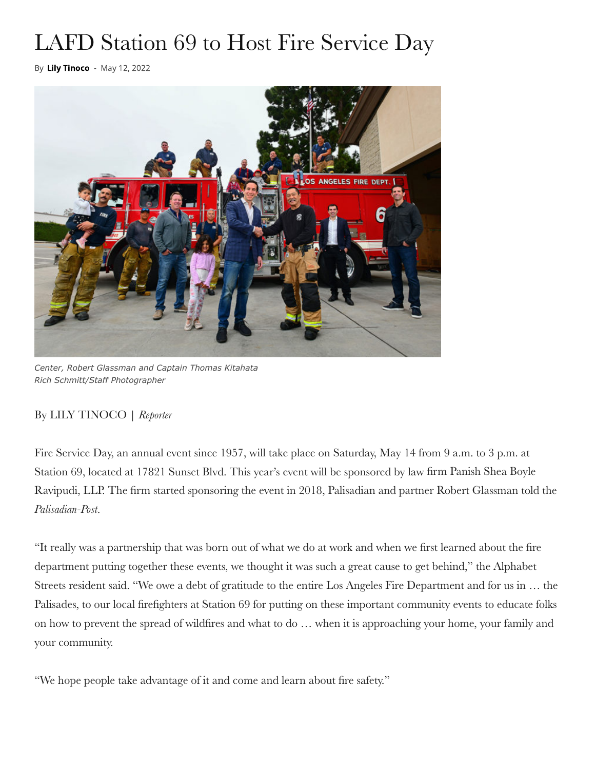# LAFD Station 69 to Host Fire Service Day

By **Lily Tinoco** - May 12, 2022

*Center, Robert Glassman and Captain Thomas Kitahata*
*Rich Schmitt/Staff Photographer*

By LILY TINOCO | *Reporter*

Fire Service Day, an annual event since 1957, will take place on Saturday, May 14 from 9 a.m. to 3 p.m. at Station 69, located at 17821 Sunset Blvd. This year's event will be sponsored by law firm Panish Shea Boyle Ravipudi, LLP. The firm started sponsoring the event in 2018, Palisadian and partner Robert Glassman told the *Palisadian-Post*.

"It really was a partnership that was born out of what we do at work and when we first learned about the fire department putting together these events, we thought it was such a great cause to get behind," the Alphabet Streets resident said. "We owe a debt of gratitude to the entire Los Angeles Fire Department and for us in … the Palisades, to our local firefighters at Station 69 for putting on these important community events to educate folks on how to prevent the spread of wildfires and what to do … when it is approaching your home, your family and your community.

"We hope people take advantage of it and come and learn about fire safety."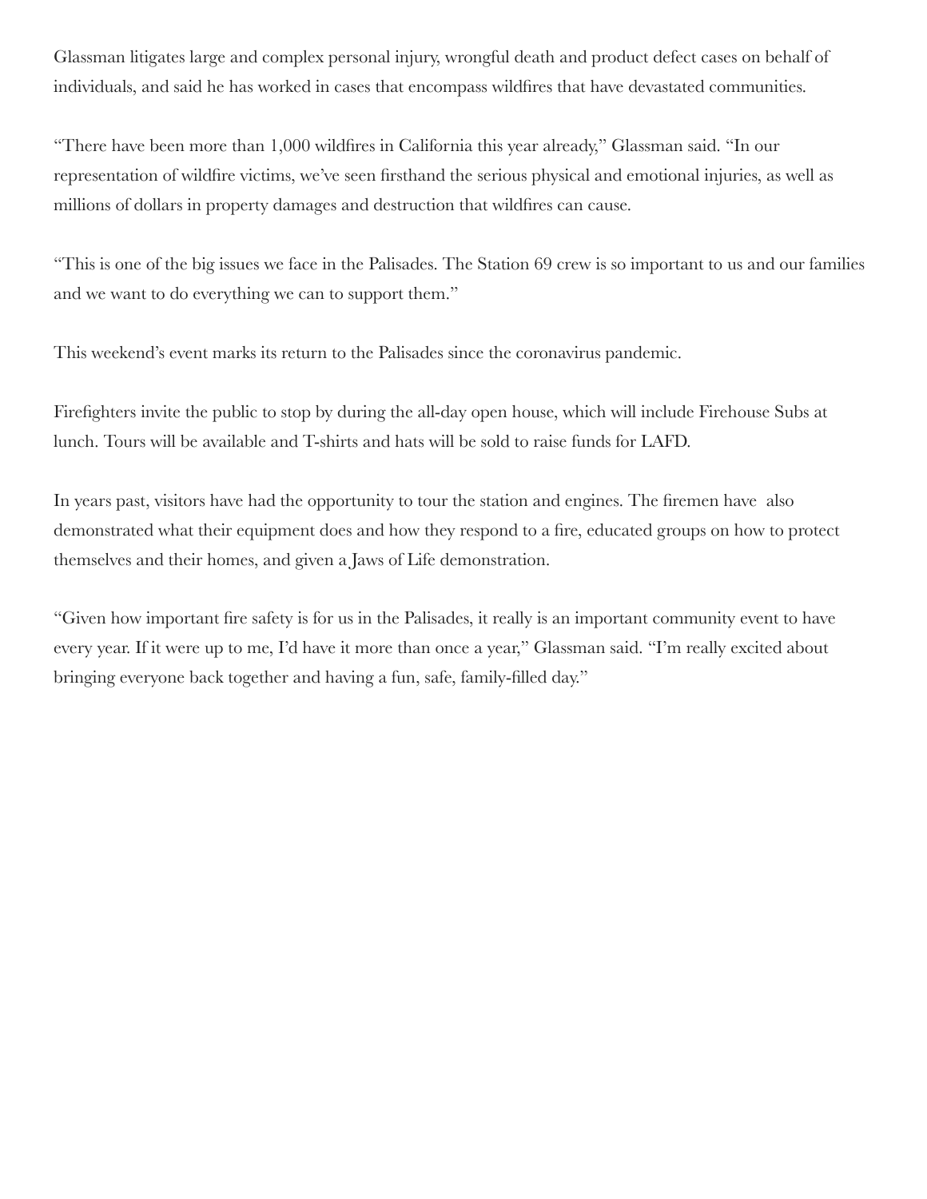Glassman litigates large and complex personal injury, wrongful death and product defect cases on behalf of individuals, and said he has worked in cases that encompass wildfires that have devastated communities.

"There have been more than 1,000 wildfires in California this year already," Glassman said. "In our representation of wildfire victims, we've seen firsthand the serious physical and emotional injuries, as well as millions of dollars in property damages and destruction that wildfires can cause.

"This is one of the big issues we face in the Palisades. The Station 69 crew is so important to us and our families and we want to do everything we can to support them."

This weekend's event marks its return to the Palisades since the coronavirus pandemic.

Firefighters invite the public to stop by during the all-day open house, which will include Firehouse Subs at lunch. Tours will be available and T-shirts and hats will be sold to raise funds for LAFD.

In years past, visitors have had the opportunity to tour the station and engines. The firemen have also demonstrated what their equipment does and how they respond to a fire, educated groups on how to protect themselves and their homes, and given a Jaws of Life demonstration.

"Given how important fire safety is for us in the Palisades, it really is an important community event to have every year. If it were up to me, I'd have it more than once a year," Glassman said. "I'm really excited about bringing everyone back together and having a fun, safe, family-filled day."